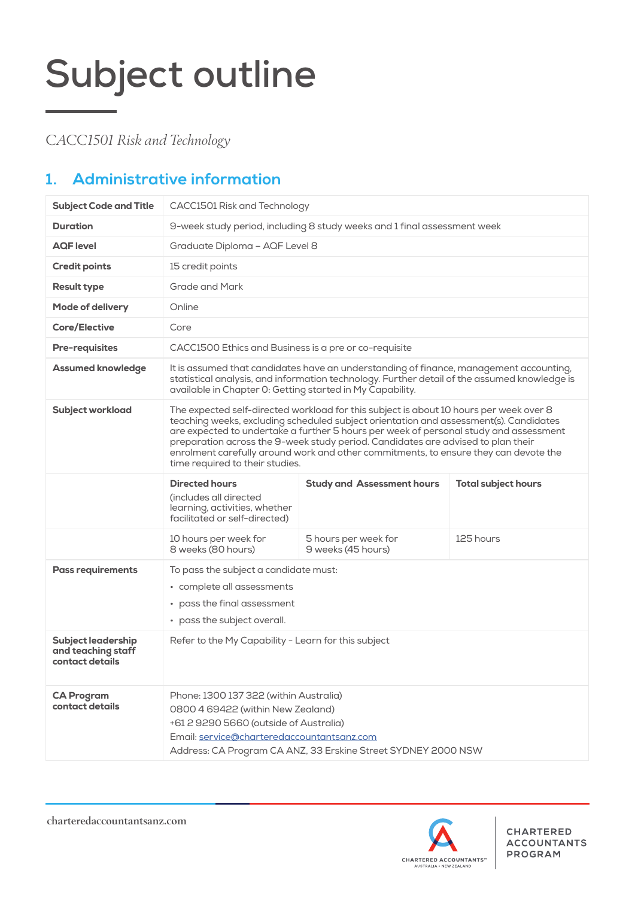# Subject outline

*CACC1501 Risk and Technology*

## 1. Administrative information

| | | | |
|---|---|---|---|
| **Subject Code and Title** | CACC1501 Risk and Technology | | |
| **Duration** | 9-week study period, including 8 study weeks and 1 final assessment week | | |
| **AQF level** | Graduate Diploma – AQF Level 8 | | |
| **Credit points** | 15 credit points | | |
| **Result type** | Grade and Mark | | |
| **Mode of delivery** | Online | | |
| **Core/Elective** | Core | | |
| **Pre-requisites** | CACC1500 Ethics and Business is a pre or co-requisite | | |
| **Assumed knowledge** | It is assumed that candidates have an understanding of finance, management accounting, statistical analysis, and information technology. Further detail of the assumed knowledge is available in Chapter 0: Getting started in My Capability. | | |
| **Subject workload** | The expected self-directed workload for this subject is about 10 hours per week over 8 teaching weeks, excluding scheduled subject orientation and assessment(s). Candidates are expected to undertake a further 5 hours per week of personal study and assessment preparation across the 9-week study period. Candidates are advised to plan their enrolment carefully around work and other commitments, to ensure they can devote the time required to their studies. | | |
| | **Directed hours** (includes all directed learning, activities, whether facilitated or self-directed) | **Study and Assessment hours** | **Total subject hours** |
| | 10 hours per week for 8 weeks (80 hours) | 5 hours per week for 9 weeks (45 hours) | 125 hours |
| **Pass requirements** | To pass the subject a candidate must:<br>• complete all assessments<br>• pass the final assessment<br>• pass the subject overall. | | |
| **Subject leadership and teaching staff contact details** | Refer to the My Capability - Learn for this subject | | |
| **CA Program contact details** | Phone: 1300 137 322 (within Australia)<br>0800 4 69422 (within New Zealand)<br>+61 2 9290 5660 (outside of Australia)<br>Email: service@charteredaccountantsanz.com<br>Address: CA Program CA ANZ, 33 Erskine Street SYDNEY 2000 NSW | | |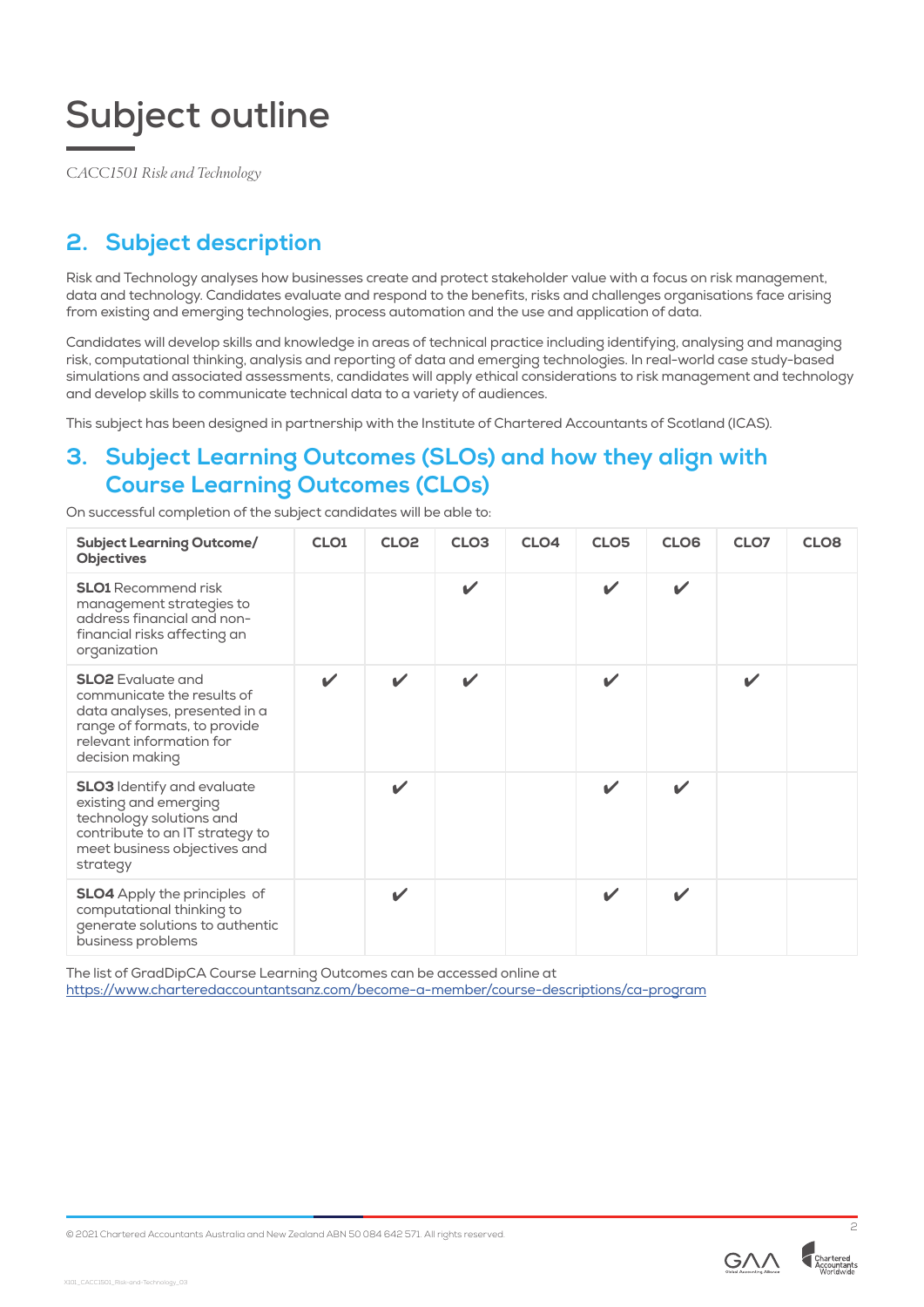# Subject outline

*CACC1501 Risk and Technology*

## 2. Subject description

Risk and Technology analyses how businesses create and protect stakeholder value with a focus on risk management, data and technology. Candidates evaluate and respond to the benefits, risks and challenges organisations face arising from existing and emerging technologies, process automation and the use and application of data.

Candidates will develop skills and knowledge in areas of technical practice including identifying, analysing and managing risk, computational thinking, analysis and reporting of data and emerging technologies. In real-world case study-based simulations and associated assessments, candidates will apply ethical considerations to risk management and technology and develop skills to communicate technical data to a variety of audiences.

This subject has been designed in partnership with the Institute of Chartered Accountants of Scotland (ICAS).

## 3. Subject Learning Outcomes (SLOs) and how they align with Course Learning Outcomes (CLOs)

On successful completion of the subject candidates will be able to:

| Subject Learning Outcome/ Objectives | CLO1 | CLO2 | CLO3 | CLO4 | CLO5 | CLO6 | CLO7 | CLO8 |
|---|---|---|---|---|---|---|---|---|
| **SLO1** Recommend risk management strategies to address financial and non-financial risks affecting an organization | | | ✔ | | ✔ | ✔ | | |
| **SLO2** Evaluate and communicate the results of data analyses, presented in a range of formats, to provide relevant information for decision making | ✔ | ✔ | ✔ | | ✔ | | ✔ | |
| **SLO3** Identify and evaluate existing and emerging technology solutions and contribute to an IT strategy to meet business objectives and strategy | | ✔ | | | ✔ | ✔ | | |
| **SLO4** Apply the principles of computational thinking to generate solutions to authentic business problems | | ✔ | | | ✔ | ✔ | | |

The list of GradDipCA Course Learning Outcomes can be accessed online at
https://www.charteredaccountantsanz.com/become-a-member/course-descriptions/ca-program

© 2021 Chartered Accountants Australia and New Zealand ABN 50 084 642 571. All rights reserved.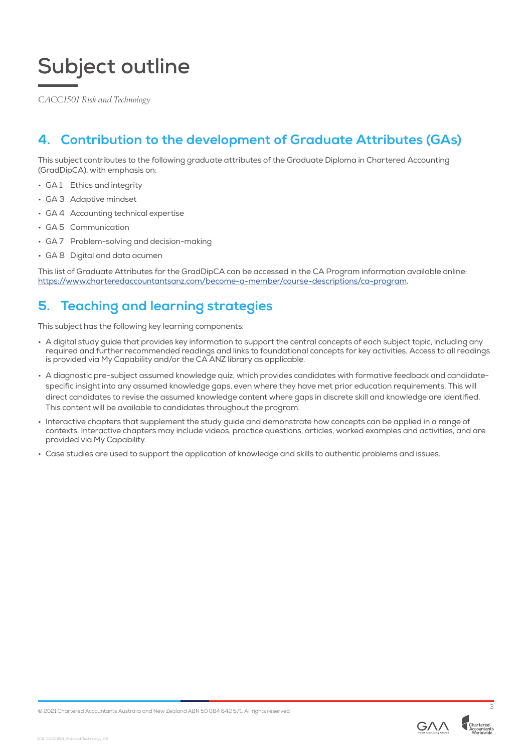# Subject outline

*CACC1501 Risk and Technology*

## 4. Contribution to the development of Graduate Attributes (GAs)

This subject contributes to the following graduate attributes of the Graduate Diploma in Chartered Accounting (GradDipCA), with emphasis on:

- GA 1 Ethics and integrity
- GA 3 Adaptive mindset
- GA 4 Accounting technical expertise
- GA 5 Communication
- GA 7 Problem-solving and decision-making
- GA 8 Digital and data acumen

This list of Graduate Attributes for the GradDipCA can be accessed in the CA Program information available online: https://www.charteredaccountantsanz.com/become-a-member/course-descriptions/ca-program.

## 5. Teaching and learning strategies

This subject has the following key learning components:

- A digital study guide that provides key information to support the central concepts of each subject topic, including any required and further recommended readings and links to foundational concepts for key activities. Access to all readings is provided via My Capability and/or the CA ANZ library as applicable.
- A diagnostic pre-subject assumed knowledge quiz, which provides candidates with formative feedback and candidate-specific insight into any assumed knowledge gaps, even where they have met prior education requirements. This will direct candidates to revise the assumed knowledge content where gaps in discrete skill and knowledge are identified. This content will be available to candidates throughout the program.
- Interactive chapters that supplement the study guide and demonstrate how concepts can be applied in a range of contexts. Interactive chapters may include videos, practice questions, articles, worked examples and activities, and are provided via My Capability.
- Case studies are used to support the application of knowledge and skills to authentic problems and issues.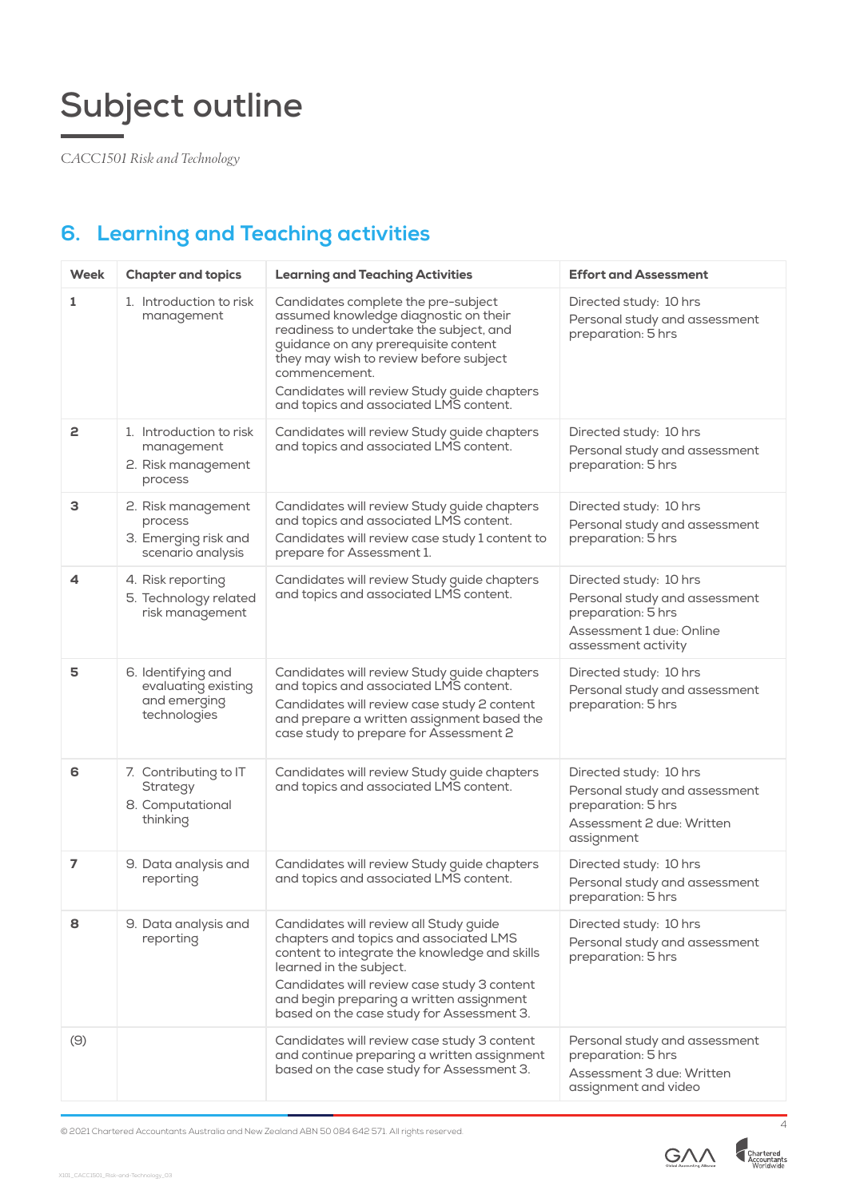# Subject outline

*CACC1501 Risk and Technology*

## 6. Learning and Teaching activities

| Week | Chapter and topics | Learning and Teaching Activities | Effort and Assessment |
|---|---|---|---|
| 1 | 1. Introduction to risk management | Candidates complete the pre-subject assumed knowledge diagnostic on their readiness to undertake the subject, and guidance on any prerequisite content they may wish to review before subject commencement.<br>Candidates will review Study guide chapters and topics and associated LMS content. | Directed study: 10 hrs<br>Personal study and assessment preparation: 5 hrs |
| 2 | 1. Introduction to risk management<br>2. Risk management process | Candidates will review Study guide chapters and topics and associated LMS content. | Directed study: 10 hrs<br>Personal study and assessment preparation: 5 hrs |
| 3 | 2. Risk management process<br>3. Emerging risk and scenario analysis | Candidates will review Study guide chapters and topics and associated LMS content.<br>Candidates will review case study 1 content to prepare for Assessment 1. | Directed study: 10 hrs<br>Personal study and assessment preparation: 5 hrs |
| 4 | 4. Risk reporting<br>5. Technology related risk management | Candidates will review Study guide chapters and topics and associated LMS content. | Directed study: 10 hrs<br>Personal study and assessment preparation: 5 hrs<br>Assessment 1 due: Online assessment activity |
| 5 | 6. Identifying and evaluating existing and emerging technologies | Candidates will review Study guide chapters and topics and associated LMS content.<br>Candidates will review case study 2 content and prepare a written assignment based the case study to prepare for Assessment 2 | Directed study: 10 hrs<br>Personal study and assessment preparation: 5 hrs |
| 6 | 7. Contributing to IT Strategy<br>8. Computational thinking | Candidates will review Study guide chapters and topics and associated LMS content. | Directed study: 10 hrs<br>Personal study and assessment preparation: 5 hrs<br>Assessment 2 due: Written assignment |
| 7 | 9. Data analysis and reporting | Candidates will review Study guide chapters and topics and associated LMS content. | Directed study: 10 hrs<br>Personal study and assessment preparation: 5 hrs |
| 8 | 9. Data analysis and reporting | Candidates will review all Study guide chapters and topics and associated LMS content to integrate the knowledge and skills learned in the subject.<br>Candidates will review case study 3 content and begin preparing a written assignment based on the case study for Assessment 3. | Directed study: 10 hrs<br>Personal study and assessment preparation: 5 hrs |
| (9) | | Candidates will review case study 3 content and continue preparing a written assignment based on the case study for Assessment 3. | Personal study and assessment preparation: 5 hrs<br>Assessment 3 due: Written assignment and video |

© 2021 Chartered Accountants Australia and New Zealand ABN 50 084 642 571. All rights reserved.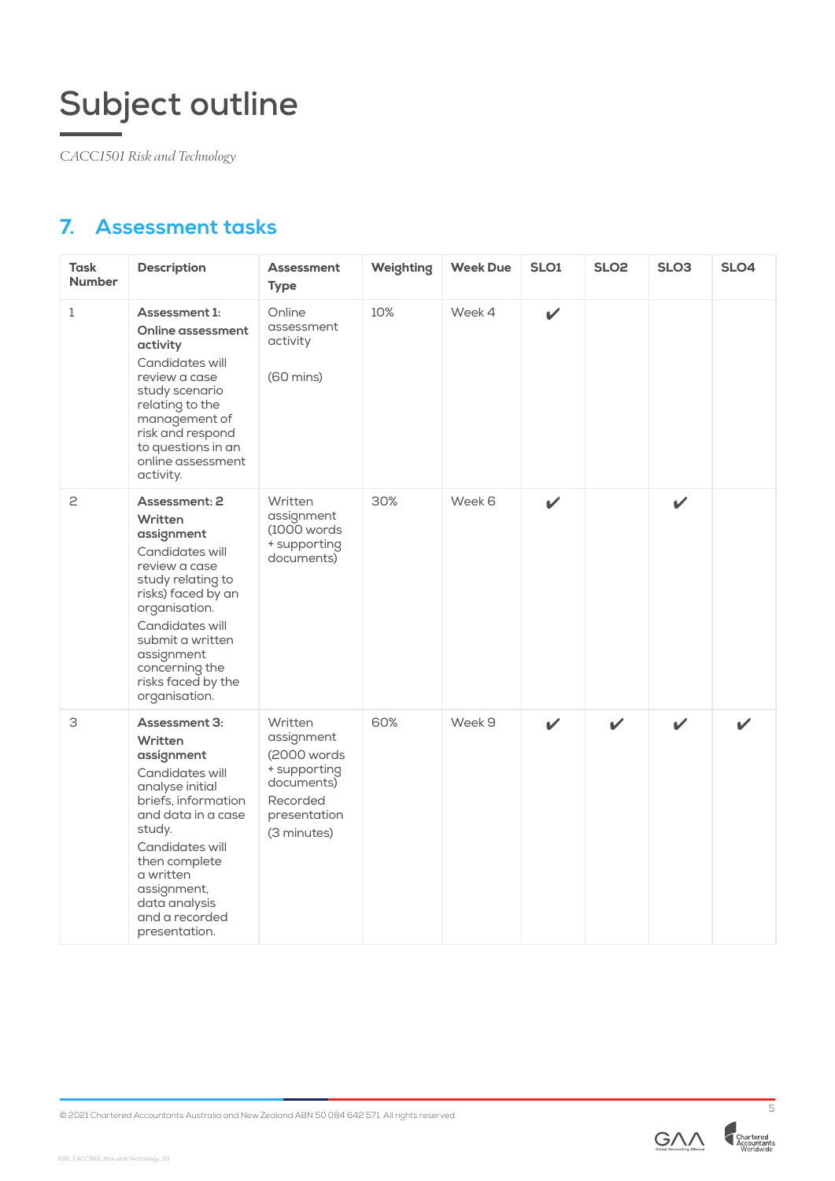# Subject outline

*CACC1501 Risk and Technology*

## 7. Assessment tasks

| Task Number | Description | Assessment Type | Weighting | Week Due | SLO1 | SLO2 | SLO3 | SLO4 |
|---|---|---|---|---|---|---|---|---|
| 1 | **Assessment 1: Online assessment activity** Candidates will review a case study scenario relating to the management of risk and respond to questions in an online assessment activity. | Online assessment activity (60 mins) | 10% | Week 4 | ✔ | | | |
| 2 | **Assessment: 2 Written assignment** Candidates will review a case study relating to risks) faced by an organisation. Candidates will submit a written assignment concerning the risks faced by the organisation. | Written assignment (1000 words + supporting documents) | 30% | Week 6 | ✔ | | ✔ | |
| 3 | **Assessment 3: Written assignment** Candidates will analyse initial briefs, information and data in a case study. Candidates will then complete a written assignment, data analysis and a recorded presentation. | Written assignment (2000 words + supporting documents) Recorded presentation (3 minutes) | 60% | Week 9 | ✔ | ✔ | ✔ | ✔ |

© 2021 Chartered Accountants Australia and New Zealand ABN 50 084 642 571. All rights reserved.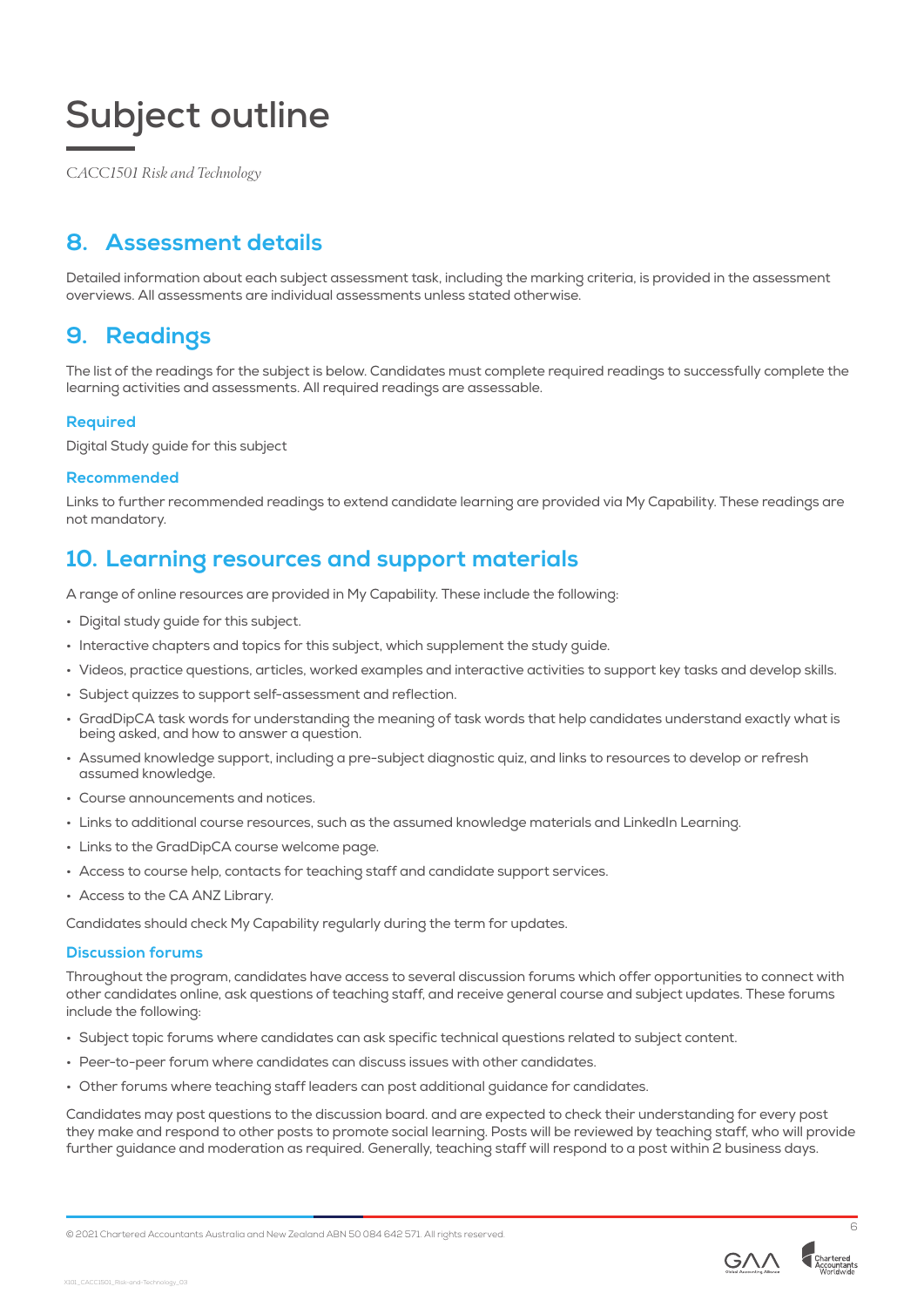# Subject outline

*CACC1501 Risk and Technology*

## 8. Assessment details

Detailed information about each subject assessment task, including the marking criteria, is provided in the assessment overviews. All assessments are individual assessments unless stated otherwise.

## 9. Readings

The list of the readings for the subject is below. Candidates must complete required readings to successfully complete the learning activities and assessments. All required readings are assessable.

### Required

Digital Study guide for this subject

### Recommended

Links to further recommended readings to extend candidate learning are provided via My Capability. These readings are not mandatory.

## 10. Learning resources and support materials

A range of online resources are provided in My Capability. These include the following:

- Digital study guide for this subject.
- Interactive chapters and topics for this subject, which supplement the study guide.
- Videos, practice questions, articles, worked examples and interactive activities to support key tasks and develop skills.
- Subject quizzes to support self-assessment and reflection.
- GradDipCA task words for understanding the meaning of task words that help candidates understand exactly what is being asked, and how to answer a question.
- Assumed knowledge support, including a pre-subject diagnostic quiz, and links to resources to develop or refresh assumed knowledge.
- Course announcements and notices.
- Links to additional course resources, such as the assumed knowledge materials and LinkedIn Learning.
- Links to the GradDipCA course welcome page.
- Access to course help, contacts for teaching staff and candidate support services.
- Access to the CA ANZ Library.

Candidates should check My Capability regularly during the term for updates.

### Discussion forums

Throughout the program, candidates have access to several discussion forums which offer opportunities to connect with other candidates online, ask questions of teaching staff, and receive general course and subject updates. These forums include the following:

- Subject topic forums where candidates can ask specific technical questions related to subject content.
- Peer-to-peer forum where candidates can discuss issues with other candidates.
- Other forums where teaching staff leaders can post additional guidance for candidates.

Candidates may post questions to the discussion board. and are expected to check their understanding for every post they make and respond to other posts to promote social learning. Posts will be reviewed by teaching staff, who will provide further guidance and moderation as required. Generally, teaching staff will respond to a post within 2 business days.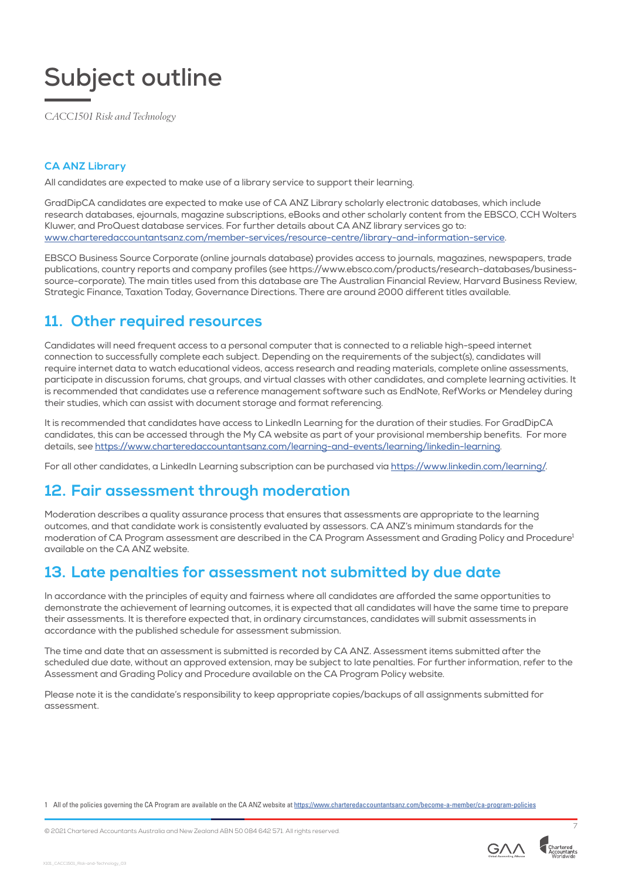# Subject outline

*CACC1501 Risk and Technology*

### CA ANZ Library

All candidates are expected to make use of a library service to support their learning.

GradDipCA candidates are expected to make use of CA ANZ Library scholarly electronic databases, which include research databases, ejournals, magazine subscriptions, eBooks and other scholarly content from the EBSCO, CCH Wolters Kluwer, and ProQuest database services. For further details about CA ANZ library services go to: www.charteredaccountantsanz.com/member-services/resource-centre/library-and-information-service.

EBSCO Business Source Corporate (online journals database) provides access to journals, magazines, newspapers, trade publications, country reports and company profiles (see https://www.ebsco.com/products/research-databases/business-source-corporate). The main titles used from this database are The Australian Financial Review, Harvard Business Review, Strategic Finance, Taxation Today, Governance Directions. There are around 2000 different titles available.

## 11. Other required resources

Candidates will need frequent access to a personal computer that is connected to a reliable high-speed internet connection to successfully complete each subject. Depending on the requirements of the subject(s), candidates will require internet data to watch educational videos, access research and reading materials, complete online assessments, participate in discussion forums, chat groups, and virtual classes with other candidates, and complete learning activities. It is recommended that candidates use a reference management software such as EndNote, RefWorks or Mendeley during their studies, which can assist with document storage and format referencing.

It is recommended that candidates have access to LinkedIn Learning for the duration of their studies. For GradDipCA candidates, this can be accessed through the My CA website as part of your provisional membership benefits. For more details, see https://www.charteredaccountantsanz.com/learning-and-events/learning/linkedin-learning.

For all other candidates, a LinkedIn Learning subscription can be purchased via https://www.linkedin.com/learning/.

## 12. Fair assessment through moderation

Moderation describes a quality assurance process that ensures that assessments are appropriate to the learning outcomes, and that candidate work is consistently evaluated by assessors. CA ANZ's minimum standards for the moderation of CA Program assessment are described in the CA Program Assessment and Grading Policy and Procedure[1] available on the CA ANZ website.

## 13. Late penalties for assessment not submitted by due date

In accordance with the principles of equity and fairness where all candidates are afforded the same opportunities to demonstrate the achievement of learning outcomes, it is expected that all candidates will have the same time to prepare their assessments. It is therefore expected that, in ordinary circumstances, candidates will submit assessments in accordance with the published schedule for assessment submission.

The time and date that an assessment is submitted is recorded by CA ANZ. Assessment items submitted after the scheduled due date, without an approved extension, may be subject to late penalties. For further information, refer to the Assessment and Grading Policy and Procedure available on the CA Program Policy website.

Please note it is the candidate's responsibility to keep appropriate copies/backups of all assignments submitted for assessment.

[1] All of the policies governing the CA Program are available on the CA ANZ website at https://www.charteredaccountantsanz.com/become-a-member/ca-program-policies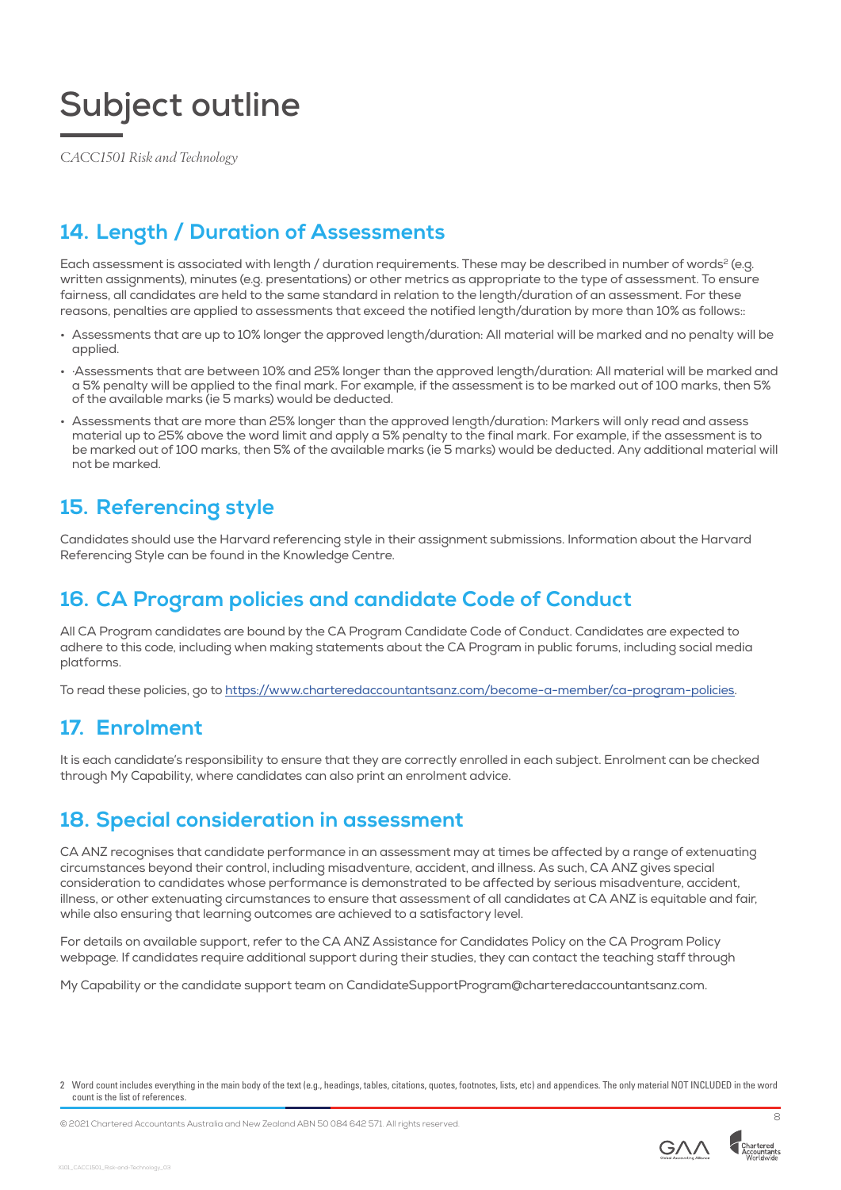# Subject outline

*CACC1501 Risk and Technology*

## 14. Length / Duration of Assessments

Each assessment is associated with length / duration requirements. These may be described in number of words[2] (e.g. written assignments), minutes (e.g. presentations) or other metrics as appropriate to the type of assessment. To ensure fairness, all candidates are held to the same standard in relation to the length/duration of an assessment. For these reasons, penalties are applied to assessments that exceed the notified length/duration by more than 10% as follows::

- Assessments that are up to 10% longer the approved length/duration: All material will be marked and no penalty will be applied.
- ·Assessments that are between 10% and 25% longer than the approved length/duration: All material will be marked and a 5% penalty will be applied to the final mark. For example, if the assessment is to be marked out of 100 marks, then 5% of the available marks (ie 5 marks) would be deducted.
- Assessments that are more than 25% longer than the approved length/duration: Markers will only read and assess material up to 25% above the word limit and apply a 5% penalty to the final mark. For example, if the assessment is to be marked out of 100 marks, then 5% of the available marks (ie 5 marks) would be deducted. Any additional material will not be marked.

## 15. Referencing style

Candidates should use the Harvard referencing style in their assignment submissions. Information about the Harvard Referencing Style can be found in the Knowledge Centre.

## 16. CA Program policies and candidate Code of Conduct

All CA Program candidates are bound by the CA Program Candidate Code of Conduct. Candidates are expected to adhere to this code, including when making statements about the CA Program in public forums, including social media platforms.

To read these policies, go to https://www.charteredaccountantsanz.com/become-a-member/ca-program-policies.

## 17. Enrolment

It is each candidate's responsibility to ensure that they are correctly enrolled in each subject. Enrolment can be checked through My Capability, where candidates can also print an enrolment advice.

## 18. Special consideration in assessment

CA ANZ recognises that candidate performance in an assessment may at times be affected by a range of extenuating circumstances beyond their control, including misadventure, accident, and illness. As such, CA ANZ gives special consideration to candidates whose performance is demonstrated to be affected by serious misadventure, accident, illness, or other extenuating circumstances to ensure that assessment of all candidates at CA ANZ is equitable and fair, while also ensuring that learning outcomes are achieved to a satisfactory level.

For details on available support, refer to the CA ANZ Assistance for Candidates Policy on the CA Program Policy webpage. If candidates require additional support during their studies, they can contact the teaching staff through

My Capability or the candidate support team on CandidateSupportProgram@charteredaccountantsanz.com.

2 Word count includes everything in the main body of the text (e.g., headings, tables, citations, quotes, footnotes, lists, etc) and appendices. The only material NOT INCLUDED in the word count is the list of references.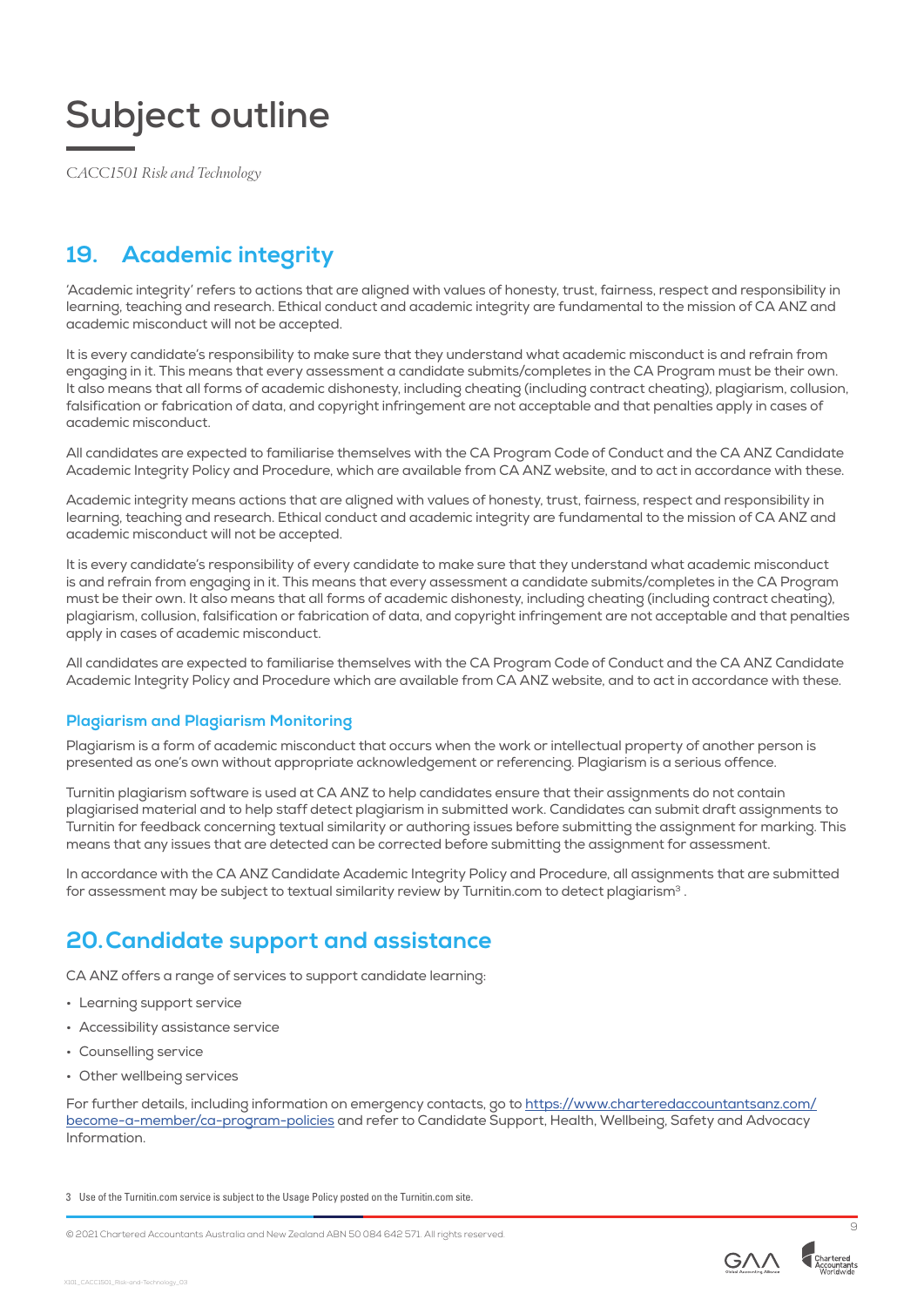# Subject outline

*CACC1501 Risk and Technology*

## 19. Academic integrity

'Academic integrity' refers to actions that are aligned with values of honesty, trust, fairness, respect and responsibility in learning, teaching and research. Ethical conduct and academic integrity are fundamental to the mission of CA ANZ and academic misconduct will not be accepted.

It is every candidate's responsibility to make sure that they understand what academic misconduct is and refrain from engaging in it. This means that every assessment a candidate submits/completes in the CA Program must be their own. It also means that all forms of academic dishonesty, including cheating (including contract cheating), plagiarism, collusion, falsification or fabrication of data, and copyright infringement are not acceptable and that penalties apply in cases of academic misconduct.

All candidates are expected to familiarise themselves with the CA Program Code of Conduct and the CA ANZ Candidate Academic Integrity Policy and Procedure, which are available from CA ANZ website, and to act in accordance with these.

Academic integrity means actions that are aligned with values of honesty, trust, fairness, respect and responsibility in learning, teaching and research. Ethical conduct and academic integrity are fundamental to the mission of CA ANZ and academic misconduct will not be accepted.

It is every candidate's responsibility of every candidate to make sure that they understand what academic misconduct is and refrain from engaging in it. This means that every assessment a candidate submits/completes in the CA Program must be their own. It also means that all forms of academic dishonesty, including cheating (including contract cheating), plagiarism, collusion, falsification or fabrication of data, and copyright infringement are not acceptable and that penalties apply in cases of academic misconduct.

All candidates are expected to familiarise themselves with the CA Program Code of Conduct and the CA ANZ Candidate Academic Integrity Policy and Procedure which are available from CA ANZ website, and to act in accordance with these.

### Plagiarism and Plagiarism Monitoring

Plagiarism is a form of academic misconduct that occurs when the work or intellectual property of another person is presented as one's own without appropriate acknowledgement or referencing. Plagiarism is a serious offence.

Turnitin plagiarism software is used at CA ANZ to help candidates ensure that their assignments do not contain plagiarised material and to help staff detect plagiarism in submitted work. Candidates can submit draft assignments to Turnitin for feedback concerning textual similarity or authoring issues before submitting the assignment for marking. This means that any issues that are detected can be corrected before submitting the assignment for assessment.

In accordance with the CA ANZ Candidate Academic Integrity Policy and Procedure, all assignments that are submitted for assessment may be subject to textual similarity review by Turnitin.com to detect plagiarism[3] .

## 20. Candidate support and assistance

CA ANZ offers a range of services to support candidate learning:

- Learning support service
- Accessibility assistance service
- Counselling service
- Other wellbeing services

For further details, including information on emergency contacts, go to [https://www.charteredaccountantsanz.com/become-a-member/ca-program-policies](https://www.charteredaccountantsanz.com/become-a-member/ca-program-policies) and refer to Candidate Support, Health, Wellbeing, Safety and Advocacy Information.

3 Use of the Turnitin.com service is subject to the Usage Policy posted on the Turnitin.com site.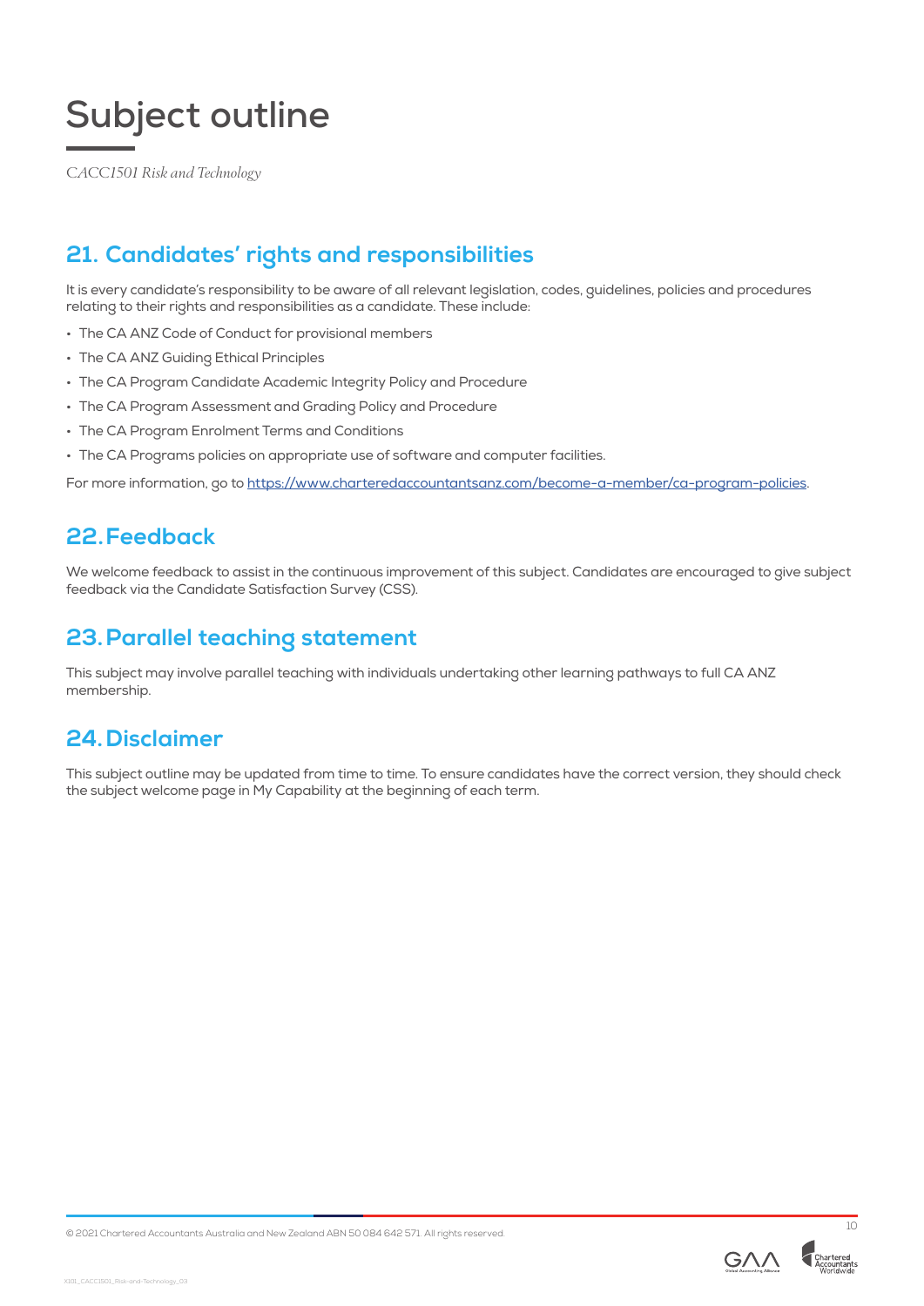# Subject outline

*CACC1501 Risk and Technology*

## 21. Candidates' rights and responsibilities

It is every candidate's responsibility to be aware of all relevant legislation, codes, guidelines, policies and procedures relating to their rights and responsibilities as a candidate. These include:

- The CA ANZ Code of Conduct for provisional members
- The CA ANZ Guiding Ethical Principles
- The CA Program Candidate Academic Integrity Policy and Procedure
- The CA Program Assessment and Grading Policy and Procedure
- The CA Program Enrolment Terms and Conditions
- The CA Programs policies on appropriate use of software and computer facilities.

For more information, go to [https://www.charteredaccountantsanz.com/become-a-member/ca-program-policies](https://www.charteredaccountantsanz.com/become-a-member/ca-program-policies).

## 22. Feedback

We welcome feedback to assist in the continuous improvement of this subject. Candidates are encouraged to give subject feedback via the Candidate Satisfaction Survey (CSS).

## 23. Parallel teaching statement

This subject may involve parallel teaching with individuals undertaking other learning pathways to full CA ANZ membership.

## 24. Disclaimer

This subject outline may be updated from time to time. To ensure candidates have the correct version, they should check the subject welcome page in My Capability at the beginning of each term.

© 2021 Chartered Accountants Australia and New Zealand ABN 50 084 642 571. All rights reserved.